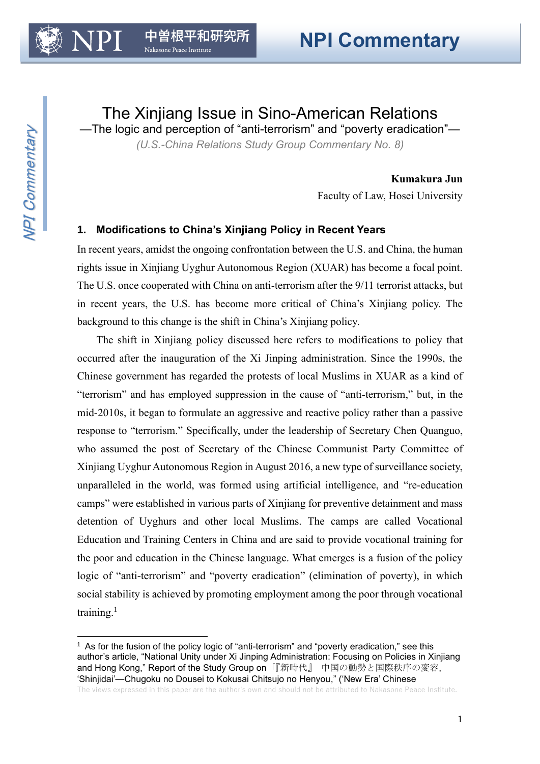# The Xinjiang Issue in Sino-American Relations

## —The logic and perception of "anti-terrorism" and "poverty eradication"—

*(U.S.-China Relations Study Group Commentary No. 8)*

**Kumakura Jun**
Faculty of Law, Hosei University

### 1. Modifications to China's Xinjiang Policy in Recent Years

In recent years, amidst the ongoing confrontation between the U.S. and China, the human rights issue in Xinjiang Uyghur Autonomous Region (XUAR) has become a focal point. The U.S. once cooperated with China on anti-terrorism after the 9/11 terrorist attacks, but in recent years, the U.S. has become more critical of China's Xinjiang policy. The background to this change is the shift in China's Xinjiang policy.

The shift in Xinjiang policy discussed here refers to modifications to policy that occurred after the inauguration of the Xi Jinping administration. Since the 1990s, the Chinese government has regarded the protests of local Muslims in XUAR as a kind of "terrorism" and has employed suppression in the cause of "anti-terrorism," but, in the mid-2010s, it began to formulate an aggressive and reactive policy rather than a passive response to "terrorism." Specifically, under the leadership of Secretary Chen Quanguo, who assumed the post of Secretary of the Chinese Communist Party Committee of Xinjiang Uyghur Autonomous Region in August 2016, a new type of surveillance society, unparalleled in the world, was formed using artificial intelligence, and "re-education camps" were established in various parts of Xinjiang for preventive detainment and mass detention of Uyghurs and other local Muslims. The camps are called Vocational Education and Training Centers in China and are said to provide vocational training for the poor and education in the Chinese language. What emerges is a fusion of the policy logic of "anti-terrorism" and "poverty eradication" (elimination of poverty), in which social stability is achieved by promoting employment among the poor through vocational training.[1]

---

[1] As for the fusion of the policy logic of "anti-terrorism" and "poverty eradication," see this author's article, "National Unity under Xi Jinping Administration: Focusing on Policies in Xinjiang and Hong Kong," Report of the Study Group on『新時代』 中国の動勢と国際秩序の変容, 'Shinjidai'—Chugoku no Dousei to Kokusai Chitsujo no Henyou," ('New Era' Chinese

The views expressed in this paper are the author's own and should not be attributed to Nakasone Peace Institute.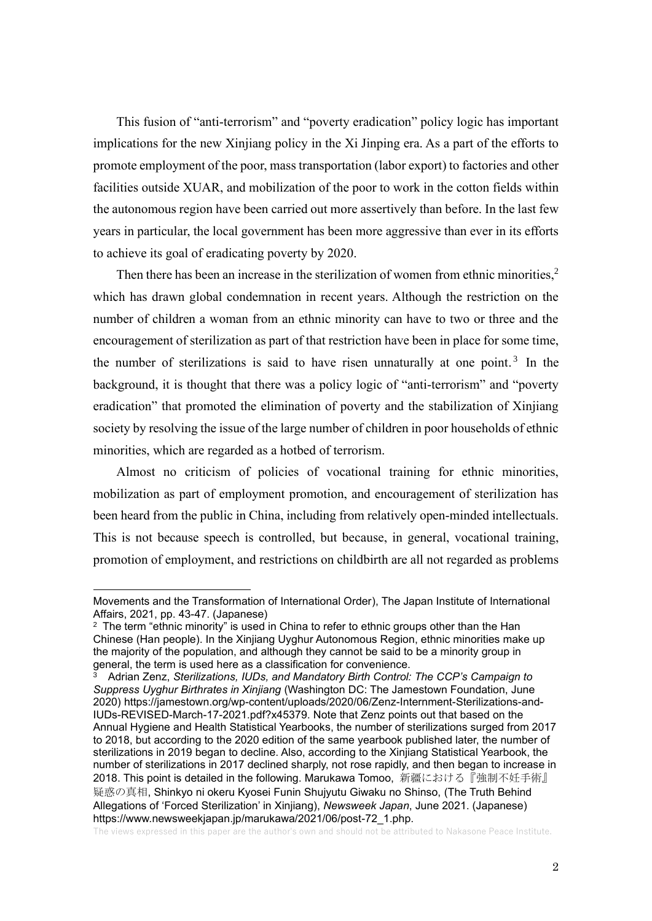This fusion of "anti-terrorism" and "poverty eradication" policy logic has important implications for the new Xinjiang policy in the Xi Jinping era. As a part of the efforts to promote employment of the poor, mass transportation (labor export) to factories and other facilities outside XUAR, and mobilization of the poor to work in the cotton fields within the autonomous region have been carried out more assertively than before. In the last few years in particular, the local government has been more aggressive than ever in its efforts to achieve its goal of eradicating poverty by 2020.

Then there has been an increase in the sterilization of women from ethnic minorities,[2] which has drawn global condemnation in recent years. Although the restriction on the number of children a woman from an ethnic minority can have to two or three and the encouragement of sterilization as part of that restriction have been in place for some time, the number of sterilizations is said to have risen unnaturally at one point.[3] In the background, it is thought that there was a policy logic of "anti-terrorism" and "poverty eradication" that promoted the elimination of poverty and the stabilization of Xinjiang society by resolving the issue of the large number of children in poor households of ethnic minorities, which are regarded as a hotbed of terrorism.

Almost no criticism of policies of vocational training for ethnic minorities, mobilization as part of employment promotion, and encouragement of sterilization has been heard from the public in China, including from relatively open-minded intellectuals. This is not because speech is controlled, but because, in general, vocational training, promotion of employment, and restrictions on childbirth are all not regarded as problems

---

Movements and the Transformation of International Order), The Japan Institute of International Affairs, 2021, pp. 43-47. (Japanese)

[2] The term "ethnic minority" is used in China to refer to ethnic groups other than the Han Chinese (Han people). In the Xinjiang Uyghur Autonomous Region, ethnic minorities make up the majority of the population, and although they cannot be said to be a minority group in general, the term is used here as a classification for convenience.

[3] Adrian Zenz, *Sterilizations, IUDs, and Mandatory Birth Control: The CCP's Campaign to Suppress Uyghur Birthrates in Xinjiang* (Washington DC: The Jamestown Foundation, June 2020) https://jamestown.org/wp-content/uploads/2020/06/Zenz-Internment-Sterilizations-and-IUDs-REVISED-March-17-2021.pdf?x45379. Note that Zenz points out that based on the Annual Hygiene and Health Statistical Yearbooks, the number of sterilizations surged from 2017 to 2018, but according to the 2020 edition of the same yearbook published later, the number of sterilizations in 2019 began to decline. Also, according to the Xinjiang Statistical Yearbook, the number of sterilizations in 2017 declined sharply, not rose rapidly, and then began to increase in 2018. This point is detailed in the following. Marukawa Tomoo, 新疆における『強制不妊手術』疑惑の真相, Shinkyo ni okeru Kyosei Funin Shujyutu Giwaku no Shinso, (The Truth Behind Allegations of 'Forced Sterilization' in Xinjiang), *Newsweek Japan*, June 2021. (Japanese) https://www.newsweekjapan.jp/marukawa/2021/06/post-72_1.php.

The views expressed in this paper are the author's own and should not be attributed to Nakasone Peace Institute.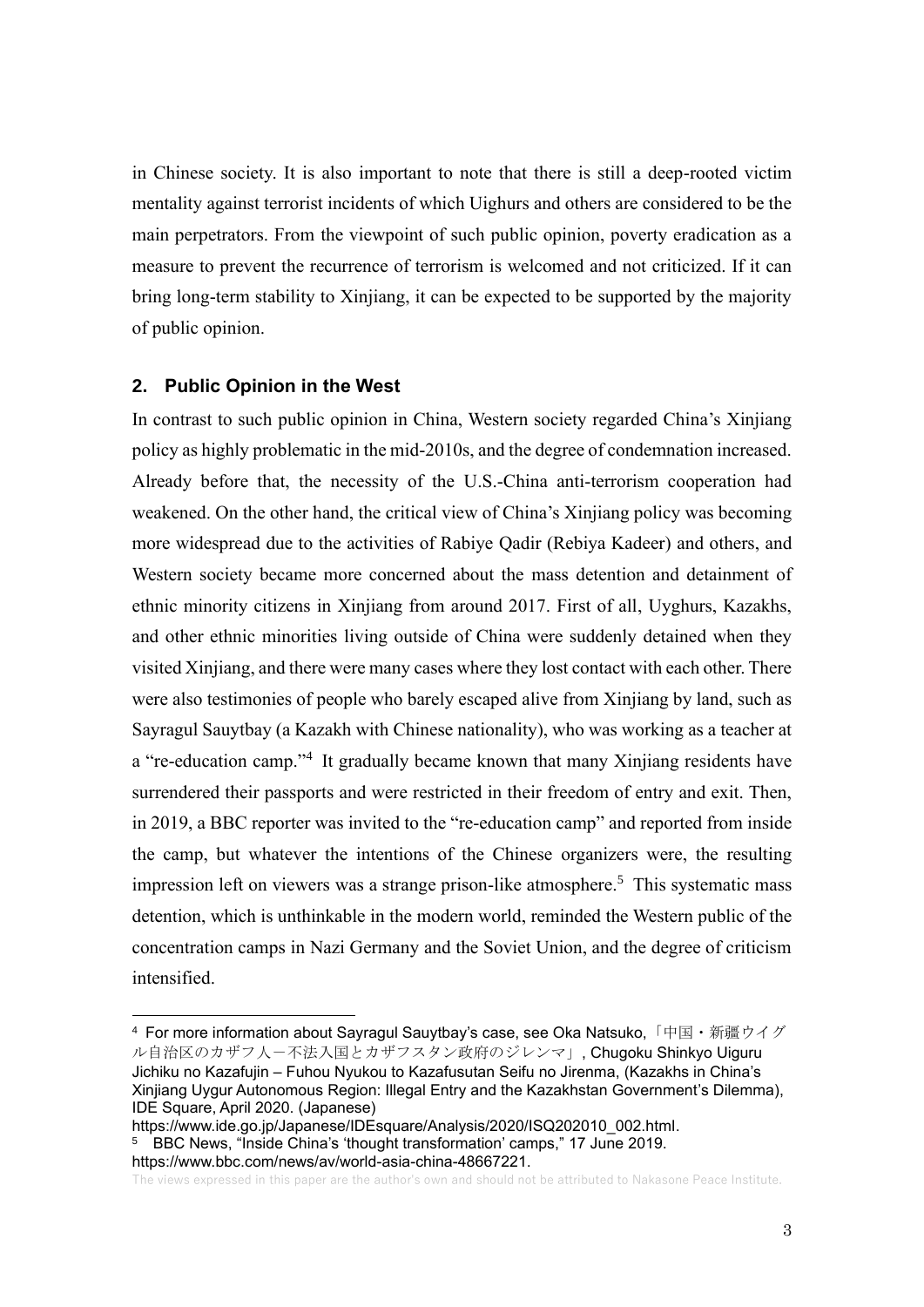in Chinese society. It is also important to note that there is still a deep-rooted victim mentality against terrorist incidents of which Uighurs and others are considered to be the main perpetrators. From the viewpoint of such public opinion, poverty eradication as a measure to prevent the recurrence of terrorism is welcomed and not criticized. If it can bring long-term stability to Xinjiang, it can be expected to be supported by the majority of public opinion.

## 2. Public Opinion in the West

In contrast to such public opinion in China, Western society regarded China's Xinjiang policy as highly problematic in the mid-2010s, and the degree of condemnation increased. Already before that, the necessity of the U.S.-China anti-terrorism cooperation had weakened. On the other hand, the critical view of China's Xinjiang policy was becoming more widespread due to the activities of Rabiye Qadir (Rebiya Kadeer) and others, and Western society became more concerned about the mass detention and detainment of ethnic minority citizens in Xinjiang from around 2017. First of all, Uyghurs, Kazakhs, and other ethnic minorities living outside of China were suddenly detained when they visited Xinjiang, and there were many cases where they lost contact with each other. There were also testimonies of people who barely escaped alive from Xinjiang by land, such as Sayragul Sauytbay (a Kazakh with Chinese nationality), who was working as a teacher at a "re-education camp."[4] It gradually became known that many Xinjiang residents have surrendered their passports and were restricted in their freedom of entry and exit. Then, in 2019, a BBC reporter was invited to the "re-education camp" and reported from inside the camp, but whatever the intentions of the Chinese organizers were, the resulting impression left on viewers was a strange prison-like atmosphere.[5] This systematic mass detention, which is unthinkable in the modern world, reminded the Western public of the concentration camps in Nazi Germany and the Soviet Union, and the degree of criticism intensified.

---

[4] For more information about Sayragul Sauytbay's case, see Oka Natsuko,「中国・新疆ウイグル自治区のカザフ人－不法入国とカザフスタン政府のジレンマ」, Chugoku Shinkyo Uiguru Jichiku no Kazafujin – Fuhou Nyukou to Kazafusutan Seifu no Jirenma, (Kazakhs in China's Xinjiang Uygur Autonomous Region: Illegal Entry and the Kazakhstan Government's Dilemma), IDE Square, April 2020. (Japanese) https://www.ide.go.jp/Japanese/IDEsquare/Analysis/2020/ISQ202010_002.html.

[5] BBC News, "Inside China's 'thought transformation' camps," 17 June 2019. https://www.bbc.com/news/av/world-asia-china-48667221.

The views expressed in this paper are the author's own and should not be attributed to Nakasone Peace Institute.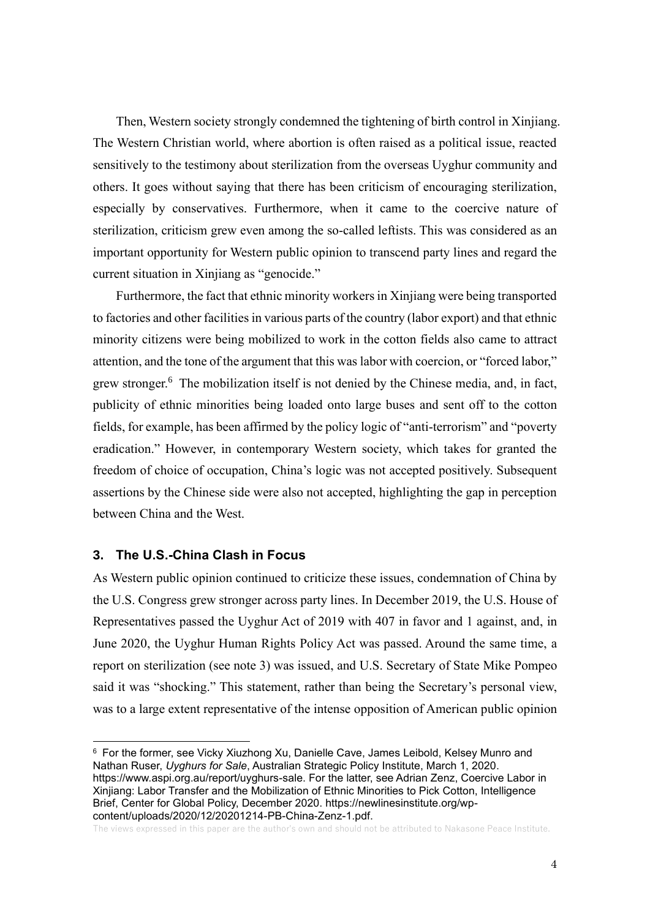Then, Western society strongly condemned the tightening of birth control in Xinjiang. The Western Christian world, where abortion is often raised as a political issue, reacted sensitively to the testimony about sterilization from the overseas Uyghur community and others. It goes without saying that there has been criticism of encouraging sterilization, especially by conservatives. Furthermore, when it came to the coercive nature of sterilization, criticism grew even among the so-called leftists. This was considered as an important opportunity for Western public opinion to transcend party lines and regard the current situation in Xinjiang as "genocide."

Furthermore, the fact that ethnic minority workers in Xinjiang were being transported to factories and other facilities in various parts of the country (labor export) and that ethnic minority citizens were being mobilized to work in the cotton fields also came to attract attention, and the tone of the argument that this was labor with coercion, or "forced labor," grew stronger.[6] The mobilization itself is not denied by the Chinese media, and, in fact, publicity of ethnic minorities being loaded onto large buses and sent off to the cotton fields, for example, has been affirmed by the policy logic of "anti-terrorism" and "poverty eradication." However, in contemporary Western society, which takes for granted the freedom of choice of occupation, China's logic was not accepted positively. Subsequent assertions by the Chinese side were also not accepted, highlighting the gap in perception between China and the West.

## 3. The U.S.-China Clash in Focus

As Western public opinion continued to criticize these issues, condemnation of China by the U.S. Congress grew stronger across party lines. In December 2019, the U.S. House of Representatives passed the Uyghur Act of 2019 with 407 in favor and 1 against, and, in June 2020, the Uyghur Human Rights Policy Act was passed. Around the same time, a report on sterilization (see note 3) was issued, and U.S. Secretary of State Mike Pompeo said it was "shocking." This statement, rather than being the Secretary's personal view, was to a large extent representative of the intense opposition of American public opinion

---

[6] For the former, see Vicky Xiuzhong Xu, Danielle Cave, James Leibold, Kelsey Munro and Nathan Ruser, *Uyghurs for Sale*, Australian Strategic Policy Institute, March 1, 2020. https://www.aspi.org.au/report/uyghurs-sale. For the latter, see Adrian Zenz, Coercive Labor in Xinjiang: Labor Transfer and the Mobilization of Ethnic Minorities to Pick Cotton, Intelligence Brief, Center for Global Policy, December 2020. https://newlinesinstitute.org/wp-content/uploads/2020/12/20201214-PB-China-Zenz-1.pdf.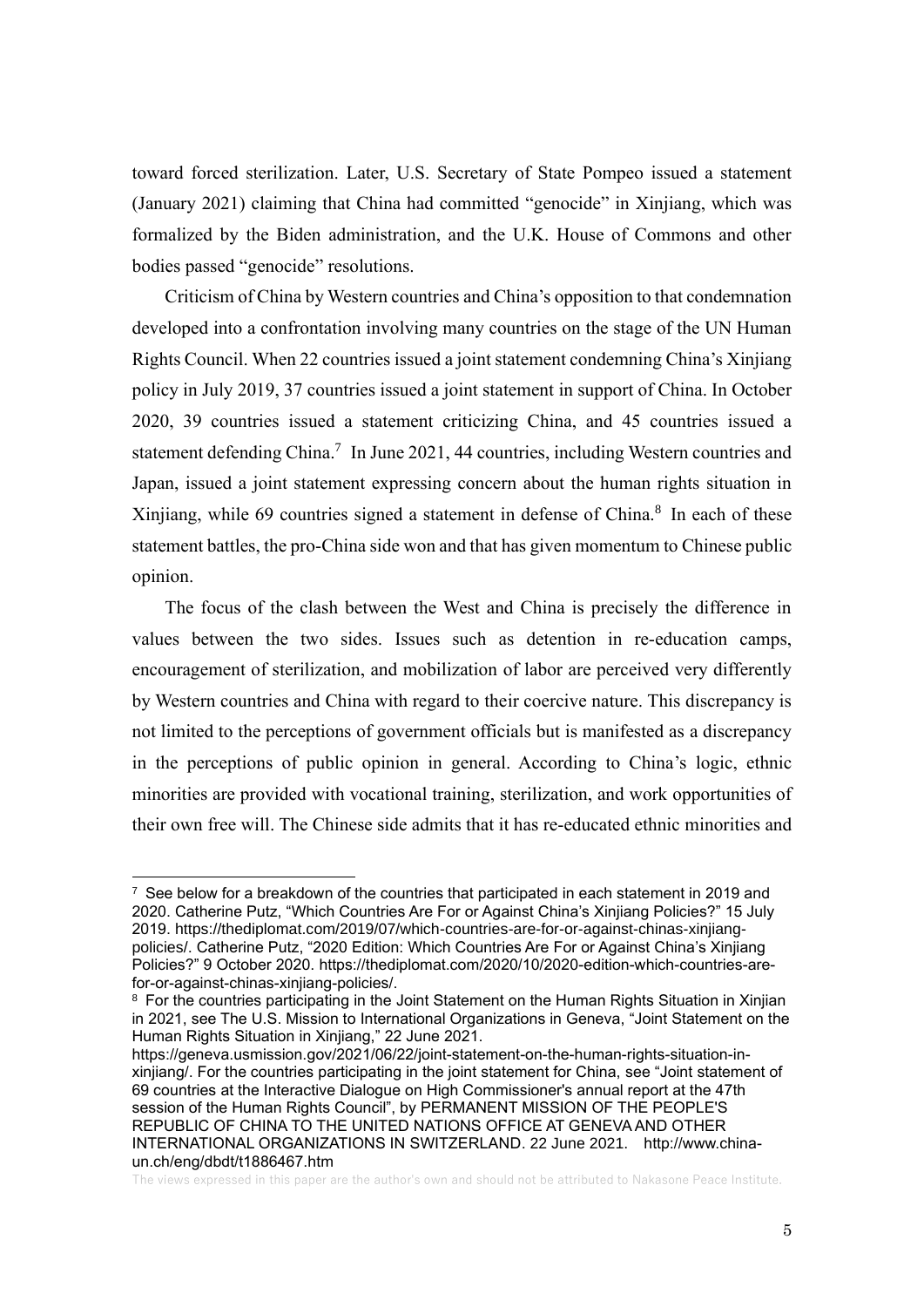toward forced sterilization. Later, U.S. Secretary of State Pompeo issued a statement (January 2021) claiming that China had committed "genocide" in Xinjiang, which was formalized by the Biden administration, and the U.K. House of Commons and other bodies passed "genocide" resolutions.

Criticism of China by Western countries and China's opposition to that condemnation developed into a confrontation involving many countries on the stage of the UN Human Rights Council. When 22 countries issued a joint statement condemning China's Xinjiang policy in July 2019, 37 countries issued a joint statement in support of China. In October 2020, 39 countries issued a statement criticizing China, and 45 countries issued a statement defending China.[7] In June 2021, 44 countries, including Western countries and Japan, issued a joint statement expressing concern about the human rights situation in Xinjiang, while 69 countries signed a statement in defense of China.[8] In each of these statement battles, the pro-China side won and that has given momentum to Chinese public opinion.

The focus of the clash between the West and China is precisely the difference in values between the two sides. Issues such as detention in re-education camps, encouragement of sterilization, and mobilization of labor are perceived very differently by Western countries and China with regard to their coercive nature. This discrepancy is not limited to the perceptions of government officials but is manifested as a discrepancy in the perceptions of public opinion in general. According to China's logic, ethnic minorities are provided with vocational training, sterilization, and work opportunities of their own free will. The Chinese side admits that it has re-educated ethnic minorities and

---

[7] See below for a breakdown of the countries that participated in each statement in 2019 and 2020. Catherine Putz, "Which Countries Are For or Against China's Xinjiang Policies?" 15 July 2019. https://thediplomat.com/2019/07/which-countries-are-for-or-against-chinas-xinjiang-policies/. Catherine Putz, "2020 Edition: Which Countries Are For or Against China's Xinjiang Policies?" 9 October 2020. https://thediplomat.com/2020/10/2020-edition-which-countries-are-for-or-against-chinas-xinjiang-policies/.

[8] For the countries participating in the Joint Statement on the Human Rights Situation in Xinjian in 2021, see The U.S. Mission to International Organizations in Geneva, "Joint Statement on the Human Rights Situation in Xinjiang," 22 June 2021. https://geneva.usmission.gov/2021/06/22/joint-statement-on-the-human-rights-situation-in-xinjiang/. For the countries participating in the joint statement for China, see "Joint statement of 69 countries at the Interactive Dialogue on High Commissioner's annual report at the 47th session of the Human Rights Council", by PERMANENT MISSION OF THE PEOPLE'S REPUBLIC OF CHINA TO THE UNITED NATIONS OFFICE AT GENEVA AND OTHER INTERNATIONAL ORGANIZATIONS IN SWITZERLAND. 22 June 2021. http://www.china-un.ch/eng/dbdt/t1886467.htm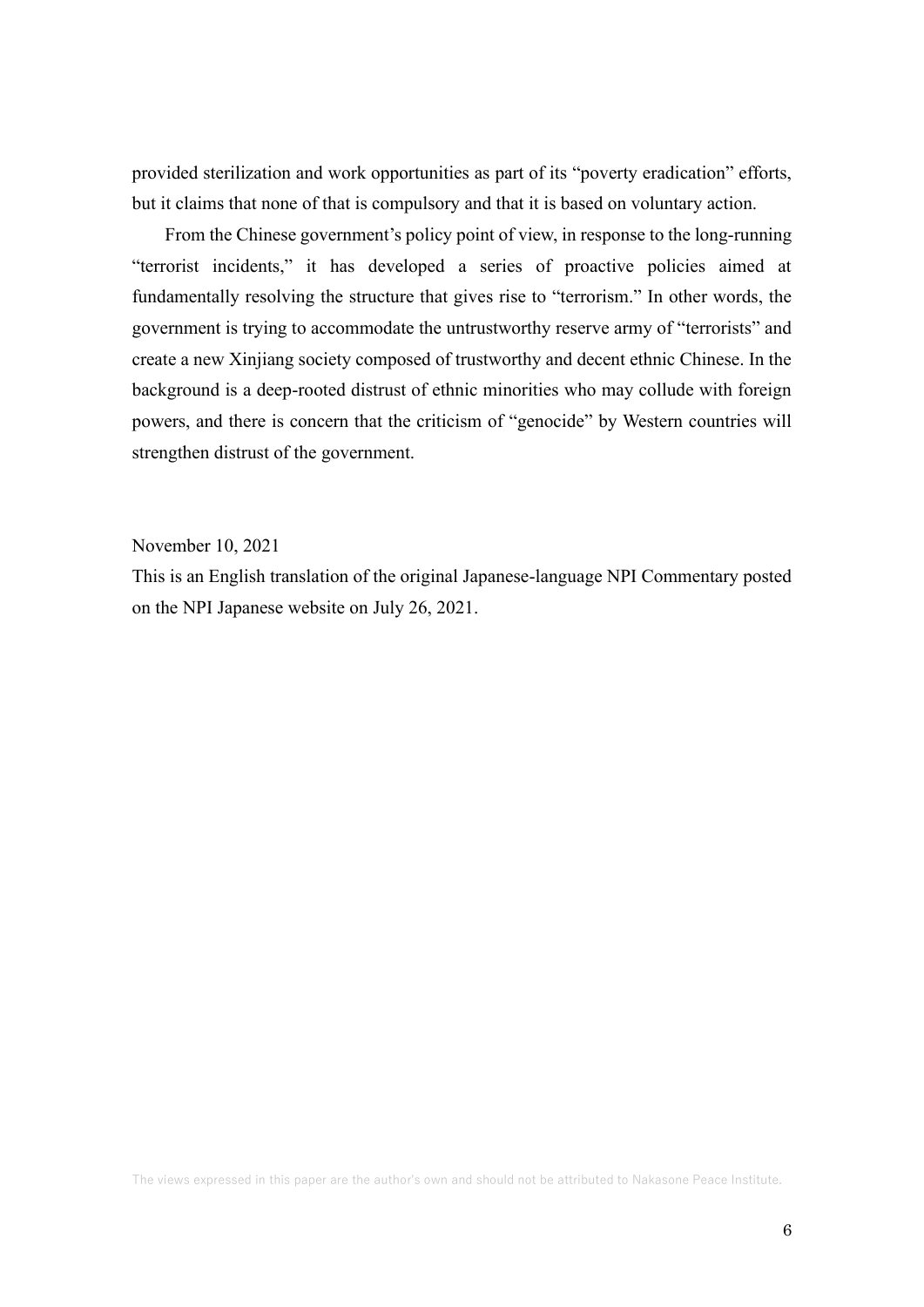provided sterilization and work opportunities as part of its "poverty eradication" efforts, but it claims that none of that is compulsory and that it is based on voluntary action.

From the Chinese government's policy point of view, in response to the long-running "terrorist incidents," it has developed a series of proactive policies aimed at fundamentally resolving the structure that gives rise to "terrorism." In other words, the government is trying to accommodate the untrustworthy reserve army of "terrorists" and create a new Xinjiang society composed of trustworthy and decent ethnic Chinese. In the background is a deep-rooted distrust of ethnic minorities who may collude with foreign powers, and there is concern that the criticism of "genocide" by Western countries will strengthen distrust of the government.

November 10, 2021
This is an English translation of the original Japanese-language NPI Commentary posted on the NPI Japanese website on July 26, 2021.